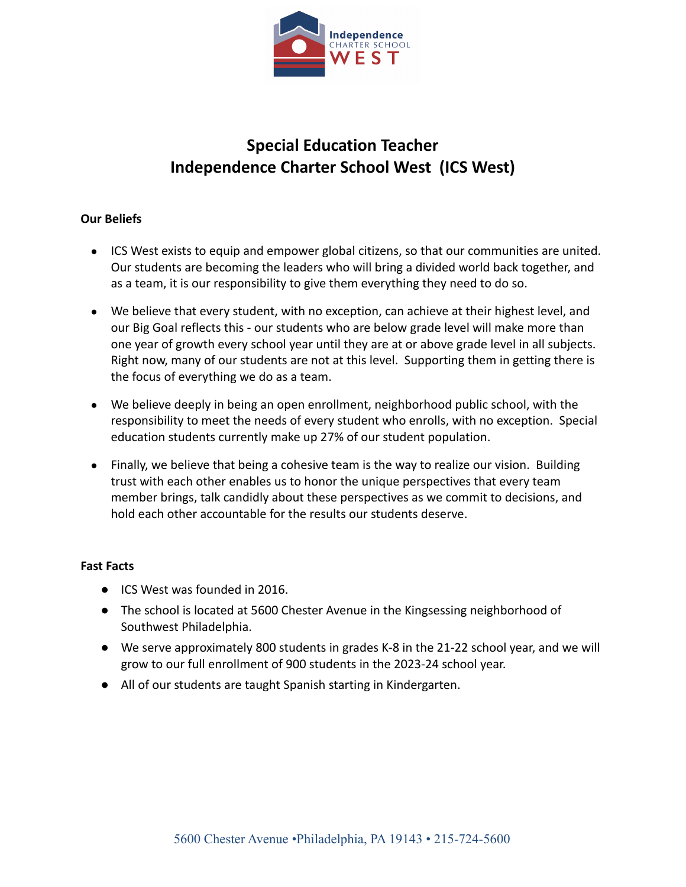# Special Education Teacher
# Independence Charter School West (ICS West)

**Our Beliefs**

- ICS West exists to equip and empower global citizens, so that our communities are united. Our students are becoming the leaders who will bring a divided world back together, and as a team, it is our responsibility to give them everything they need to do so.
- We believe that every student, with no exception, can achieve at their highest level, and our Big Goal reflects this - our students who are below grade level will make more than one year of growth every school year until they are at or above grade level in all subjects. Right now, many of our students are not at this level. Supporting them in getting there is the focus of everything we do as a team.
- We believe deeply in being an open enrollment, neighborhood public school, with the responsibility to meet the needs of every student who enrolls, with no exception. Special education students currently make up 27% of our student population.
- Finally, we believe that being a cohesive team is the way to realize our vision. Building trust with each other enables us to honor the unique perspectives that every team member brings, talk candidly about these perspectives as we commit to decisions, and hold each other accountable for the results our students deserve.

**Fast Facts**

- ICS West was founded in 2016.
- The school is located at 5600 Chester Avenue in the Kingsessing neighborhood of Southwest Philadelphia.
- We serve approximately 800 students in grades K-8 in the 21-22 school year, and we will grow to our full enrollment of 900 students in the 2023-24 school year.
- All of our students are taught Spanish starting in Kindergarten.

5600 Chester Avenue •Philadelphia, PA 19143 • 215-724-5600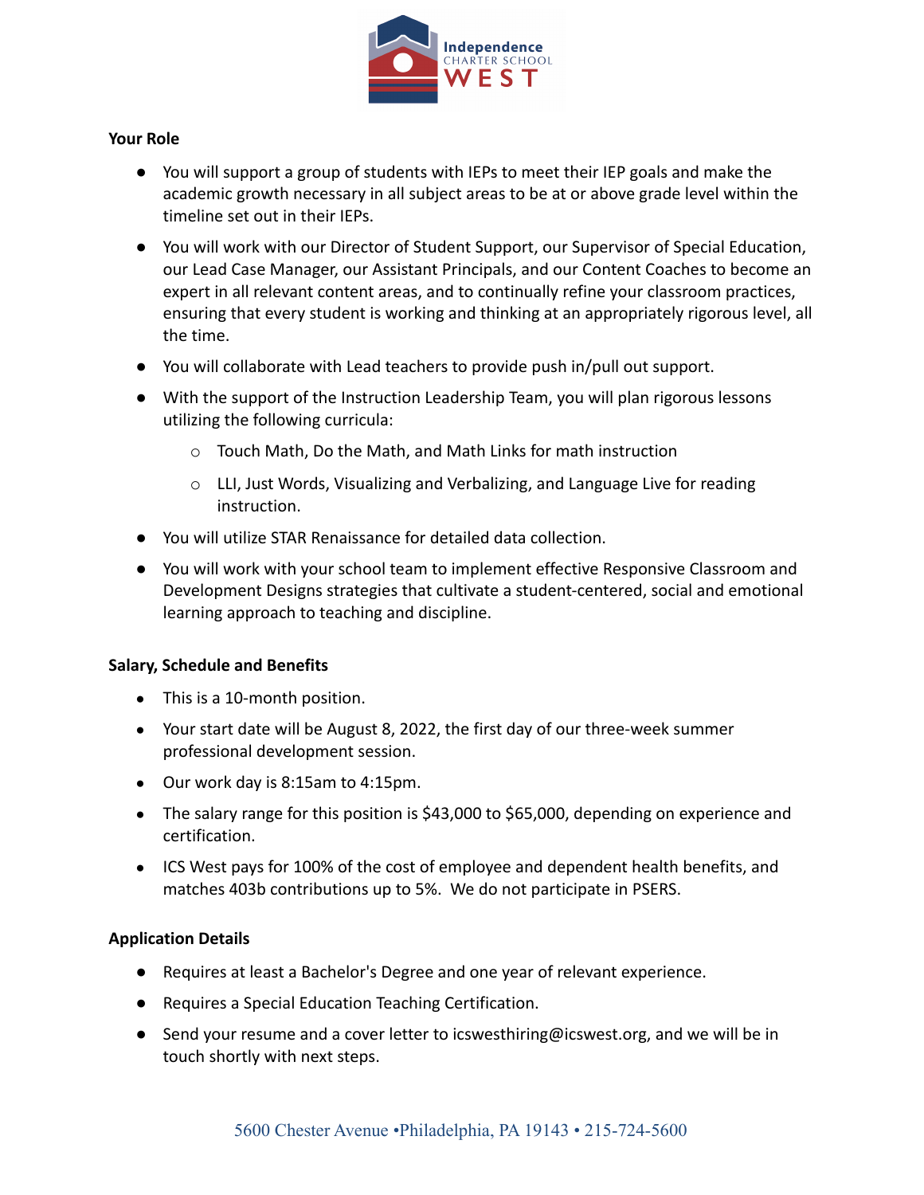**Your Role**

- You will support a group of students with IEPs to meet their IEP goals and make the academic growth necessary in all subject areas to be at or above grade level within the timeline set out in their IEPs.
- You will work with our Director of Student Support, our Supervisor of Special Education, our Lead Case Manager, our Assistant Principals, and our Content Coaches to become an expert in all relevant content areas, and to continually refine your classroom practices, ensuring that every student is working and thinking at an appropriately rigorous level, all the time.
- You will collaborate with Lead teachers to provide push in/pull out support.
- With the support of the Instruction Leadership Team, you will plan rigorous lessons utilizing the following curricula:
  - Touch Math, Do the Math, and Math Links for math instruction
  - LLI, Just Words, Visualizing and Verbalizing, and Language Live for reading instruction.
- You will utilize STAR Renaissance for detailed data collection.
- You will work with your school team to implement effective Responsive Classroom and Development Designs strategies that cultivate a student-centered, social and emotional learning approach to teaching and discipline.

**Salary, Schedule and Benefits**

- This is a 10-month position.
- Your start date will be August 8, 2022, the first day of our three-week summer professional development session.
- Our work day is 8:15am to 4:15pm.
- The salary range for this position is $43,000 to $65,000, depending on experience and certification.
- ICS West pays for 100% of the cost of employee and dependent health benefits, and matches 403b contributions up to 5%. We do not participate in PSERS.

**Application Details**

- Requires at least a Bachelor's Degree and one year of relevant experience.
- Requires a Special Education Teaching Certification.
- Send your resume and a cover letter to icswesthiring@icswest.org, and we will be in touch shortly with next steps.

5600 Chester Avenue •Philadelphia, PA 19143 • 215-724-5600